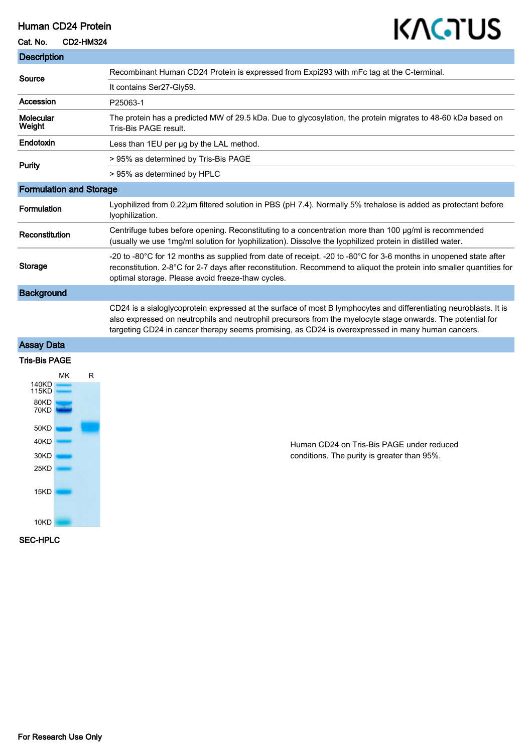# Human CD24 Protein

**Cat. No.** CD2-HM324

KACTUS

## Description

| | |
|---|---|
| **Source** | Recombinant Human CD24 Protein is expressed from Expi293 with mFc tag at the C-terminal. |
| | It contains Ser27-Gly59. |
| **Accession** | P25063-1 |
| **Molecular Weight** | The protein has a predicted MW of 29.5 kDa. Due to glycosylation, the protein migrates to 48-60 kDa based on Tris-Bis PAGE result. |
| **Endotoxin** | Less than 1EU per μg by the LAL method. |
| **Purity** | > 95% as determined by Tris-Bis PAGE |
| | > 95% as determined by HPLC |

## Formulation and Storage

| | |
|---|---|
| **Formulation** | Lyophilized from 0.22μm filtered solution in PBS (pH 7.4). Normally 5% trehalose is added as protectant before lyophilization. |
| **Reconstitution** | Centrifuge tubes before opening. Reconstituting to a concentration more than 100 μg/ml is recommended (usually we use 1mg/ml solution for lyophilization). Dissolve the lyophilized protein in distilled water. |
| **Storage** | -20 to -80°C for 12 months as supplied from date of receipt. -20 to -80°C for 3-6 months in unopened state after reconstitution. 2-8°C for 2-7 days after reconstitution. Recommend to aliquot the protein into smaller quantities for optimal storage. Please avoid freeze-thaw cycles. |

## Background

CD24 is a sialoglycoprotein expressed at the surface of most B lymphocytes and differentiating neuroblasts. It is also expressed on neutrophils and neutrophil precursors from the myelocyte stage onwards. The potential for targeting CD24 in cancer therapy seems promising, as CD24 is overexpressed in many human cancers.

## Assay Data

### Tris-Bis PAGE

MK R

140KD, 115KD, 80KD, 70KD, 50KD, 40KD, 30KD, 25KD, 15KD, 10KD

Human CD24 on Tris-Bis PAGE under reduced conditions. The purity is greater than 95%.

### SEC-HPLC

For Research Use Only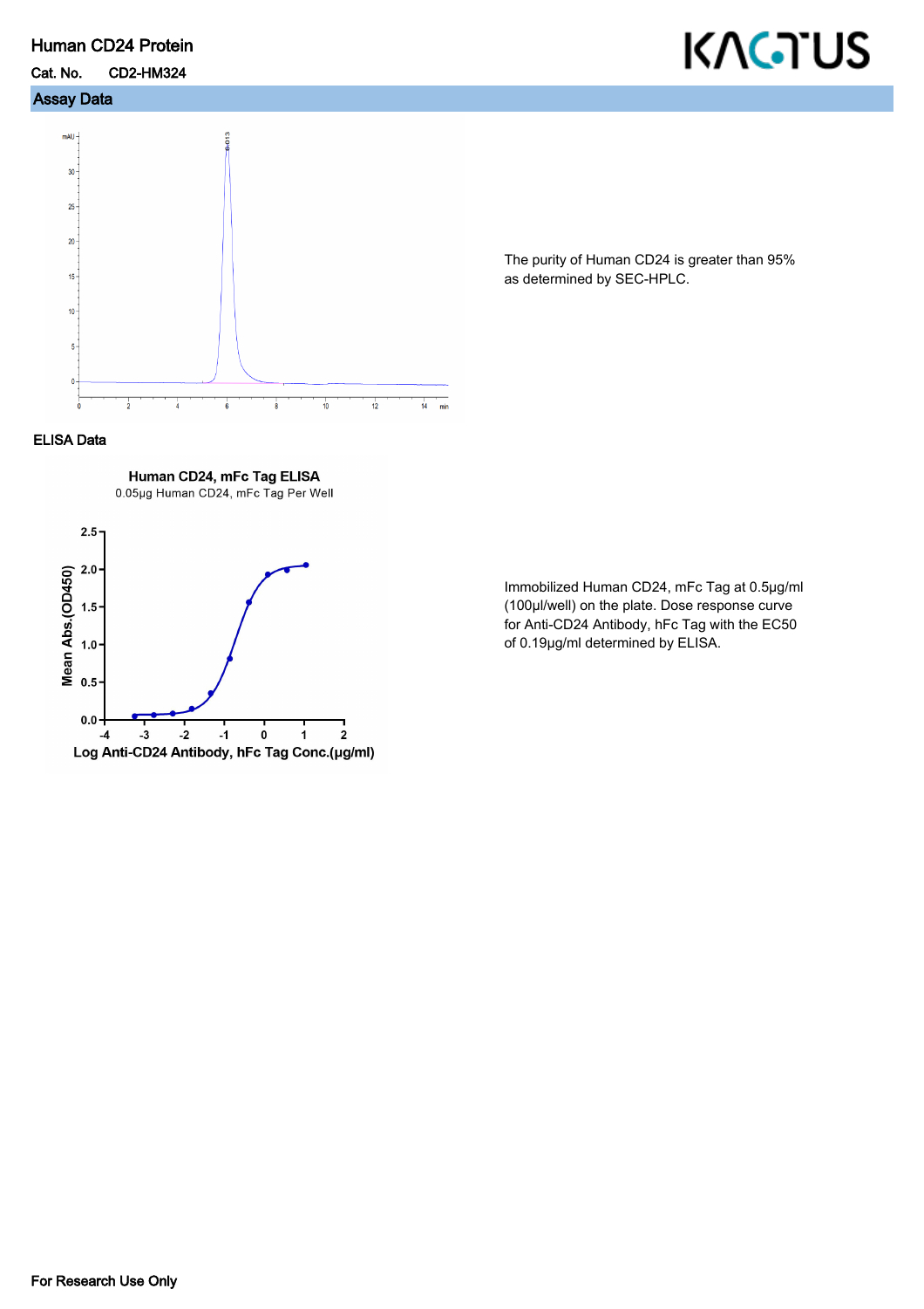Human CD24 Protein

Cat. No. CD2-HM324

## Assay Data

mAU

30
25
20
15
10
5
0

6.013

0 2 4 6 8 10 12 14 min

The purity of Human CD24 is greater than 95% as determined by SEC-HPLC.

### ELISA Data

Human CD24, mFc Tag ELISA

0.05μg Human CD24, mFc Tag Per Well

Mean Abs.(OD450)

2.5
2.0
1.5
1.0
0.5
0.0

-4 -3 -2 -1 0 1 2

Log Anti-CD24 Antibody, hFc Tag Conc.(μg/ml)

Immobilized Human CD24, mFc Tag at 0.5μg/ml (100μl/well) on the plate. Dose response curve for Anti-CD24 Antibody, hFc Tag with the EC50 of 0.19μg/ml determined by ELISA.

For Research Use Only